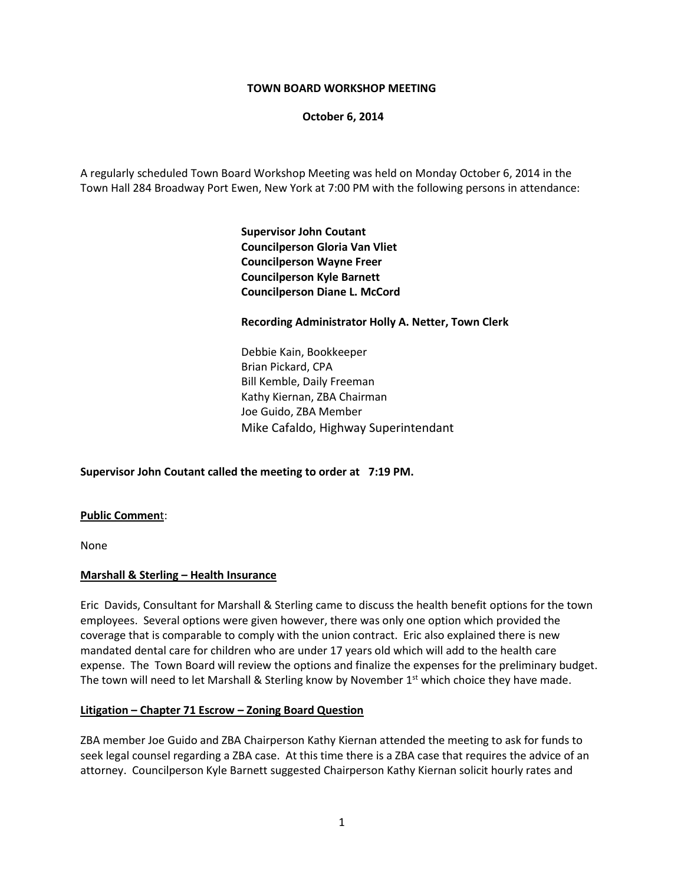**TOWN BOARD WORKSHOP MEETING**

**October 6, 2014**

A regularly scheduled Town Board Workshop Meeting was held on Monday October 6, 2014 in the Town Hall 284 Broadway Port Ewen, New York at 7:00 PM with the following persons in attendance:

**Supervisor John Coutant**
**Councilperson Gloria Van Vliet**
**Councilperson Wayne Freer**
**Councilperson Kyle Barnett**
**Councilperson Diane L. McCord**

**Recording Administrator Holly A. Netter, Town Clerk**

Debbie Kain, Bookkeeper
Brian Pickard, CPA
Bill Kemble, Daily Freeman
Kathy Kiernan, ZBA Chairman
Joe Guido, ZBA Member
Mike Cafaldo, Highway Superintendant

**Supervisor John Coutant called the meeting to order at 7:19 PM.**

**Public Comment**:

None

**Marshall & Sterling – Health Insurance**

Eric Davids, Consultant for Marshall & Sterling came to discuss the health benefit options for the town employees. Several options were given however, there was only one option which provided the coverage that is comparable to comply with the union contract. Eric also explained there is new mandated dental care for children who are under 17 years old which will add to the health care expense. The Town Board will review the options and finalize the expenses for the preliminary budget. The town will need to let Marshall & Sterling know by November 1st which choice they have made.

**Litigation – Chapter 71 Escrow – Zoning Board Question**

ZBA member Joe Guido and ZBA Chairperson Kathy Kiernan attended the meeting to ask for funds to seek legal counsel regarding a ZBA case. At this time there is a ZBA case that requires the advice of an attorney. Councilperson Kyle Barnett suggested Chairperson Kathy Kiernan solicit hourly rates and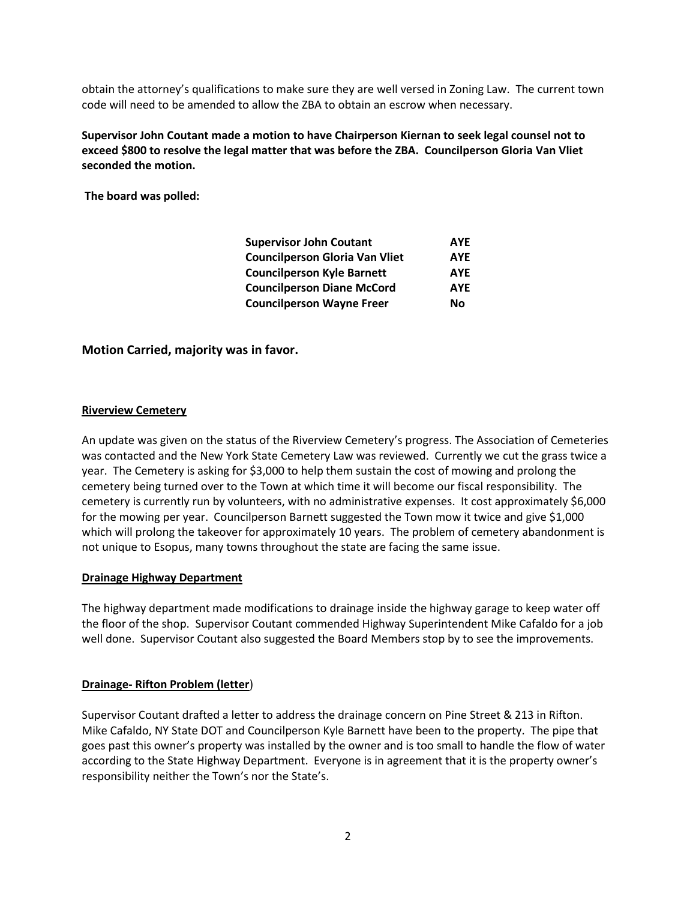obtain the attorney's qualifications to make sure they are well versed in Zoning Law. The current town code will need to be amended to allow the ZBA to obtain an escrow when necessary.

**Supervisor John Coutant made a motion to have Chairperson Kiernan to seek legal counsel not to exceed $800 to resolve the legal matter that was before the ZBA. Councilperson Gloria Van Vliet seconded the motion.**

**The board was polled:**

| | |
|---|---|
| **Supervisor John Coutant** | **AYE** |
| **Councilperson Gloria Van Vliet** | **AYE** |
| **Councilperson Kyle Barnett** | **AYE** |
| **Councilperson Diane McCord** | **AYE** |
| **Councilperson Wayne Freer** | **No** |

### Motion Carried, majority was in favor.

**Riverview Cemetery**

An update was given on the status of the Riverview Cemetery's progress. The Association of Cemeteries was contacted and the New York State Cemetery Law was reviewed. Currently we cut the grass twice a year. The Cemetery is asking for $3,000 to help them sustain the cost of mowing and prolong the cemetery being turned over to the Town at which time it will become our fiscal responsibility. The cemetery is currently run by volunteers, with no administrative expenses. It cost approximately $6,000 for the mowing per year. Councilperson Barnett suggested the Town mow it twice and give $1,000 which will prolong the takeover for approximately 10 years. The problem of cemetery abandonment is not unique to Esopus, many towns throughout the state are facing the same issue.

**Drainage Highway Department**

The highway department made modifications to drainage inside the highway garage to keep water off the floor of the shop. Supervisor Coutant commended Highway Superintendent Mike Cafaldo for a job well done. Supervisor Coutant also suggested the Board Members stop by to see the improvements.

**Drainage- Rifton Problem (letter)**

Supervisor Coutant drafted a letter to address the drainage concern on Pine Street & 213 in Rifton. Mike Cafaldo, NY State DOT and Councilperson Kyle Barnett have been to the property. The pipe that goes past this owner's property was installed by the owner and is too small to handle the flow of water according to the State Highway Department. Everyone is in agreement that it is the property owner's responsibility neither the Town's nor the State's.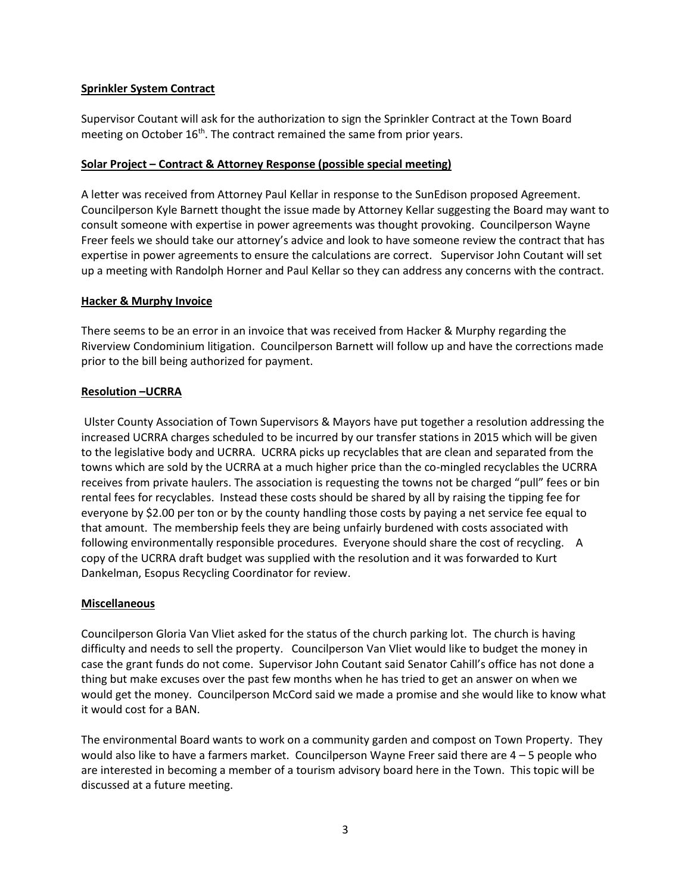**Sprinkler System Contract**

Supervisor Coutant will ask for the authorization to sign the Sprinkler Contract at the Town Board meeting on October 16th. The contract remained the same from prior years.

**Solar Project – Contract & Attorney Response (possible special meeting)**

A letter was received from Attorney Paul Kellar in response to the SunEdison proposed Agreement. Councilperson Kyle Barnett thought the issue made by Attorney Kellar suggesting the Board may want to consult someone with expertise in power agreements was thought provoking. Councilperson Wayne Freer feels we should take our attorney's advice and look to have someone review the contract that has expertise in power agreements to ensure the calculations are correct. Supervisor John Coutant will set up a meeting with Randolph Horner and Paul Kellar so they can address any concerns with the contract.

**Hacker & Murphy Invoice**

There seems to be an error in an invoice that was received from Hacker & Murphy regarding the Riverview Condominium litigation. Councilperson Barnett will follow up and have the corrections made prior to the bill being authorized for payment.

**Resolution –UCRRA**

Ulster County Association of Town Supervisors & Mayors have put together a resolution addressing the increased UCRRA charges scheduled to be incurred by our transfer stations in 2015 which will be given to the legislative body and UCRRA. UCRRA picks up recyclables that are clean and separated from the towns which are sold by the UCRRA at a much higher price than the co-mingled recyclables the UCRRA receives from private haulers. The association is requesting the towns not be charged "pull" fees or bin rental fees for recyclables. Instead these costs should be shared by all by raising the tipping fee for everyone by $2.00 per ton or by the county handling those costs by paying a net service fee equal to that amount. The membership feels they are being unfairly burdened with costs associated with following environmentally responsible procedures. Everyone should share the cost of recycling. A copy of the UCRRA draft budget was supplied with the resolution and it was forwarded to Kurt Dankelman, Esopus Recycling Coordinator for review.

**Miscellaneous**

Councilperson Gloria Van Vliet asked for the status of the church parking lot. The church is having difficulty and needs to sell the property. Councilperson Van Vliet would like to budget the money in case the grant funds do not come. Supervisor John Coutant said Senator Cahill's office has not done a thing but make excuses over the past few months when he has tried to get an answer on when we would get the money. Councilperson McCord said we made a promise and she would like to know what it would cost for a BAN.

The environmental Board wants to work on a community garden and compost on Town Property. They would also like to have a farmers market. Councilperson Wayne Freer said there are 4 – 5 people who are interested in becoming a member of a tourism advisory board here in the Town. This topic will be discussed at a future meeting.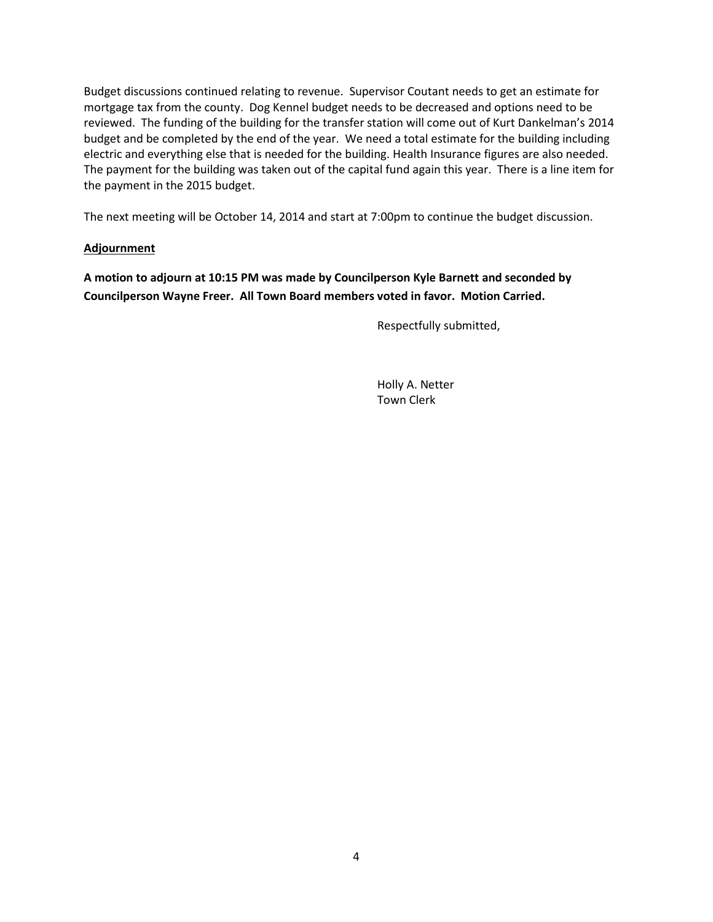Budget discussions continued relating to revenue. Supervisor Coutant needs to get an estimate for mortgage tax from the county. Dog Kennel budget needs to be decreased and options need to be reviewed. The funding of the building for the transfer station will come out of Kurt Dankelman's 2014 budget and be completed by the end of the year. We need a total estimate for the building including electric and everything else that is needed for the building. Health Insurance figures are also needed. The payment for the building was taken out of the capital fund again this year. There is a line item for the payment in the 2015 budget.

The next meeting will be October 14, 2014 and start at 7:00pm to continue the budget discussion.

**Adjournment**

**A motion to adjourn at 10:15 PM was made by Councilperson Kyle Barnett and seconded by Councilperson Wayne Freer. All Town Board members voted in favor. Motion Carried.**

Respectfully submitted,

Holly A. Netter
Town Clerk